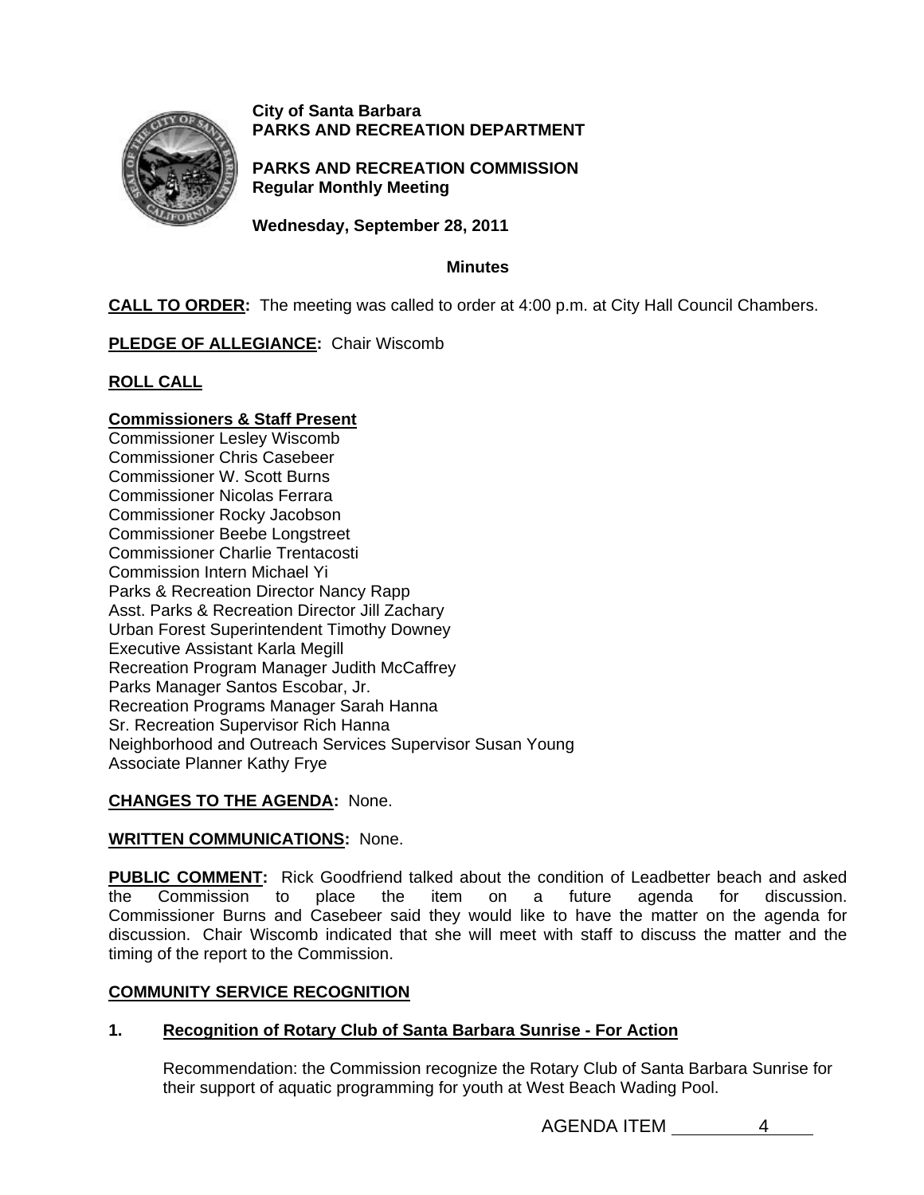**City of Santa Barbara**
**PARKS AND RECREATION DEPARTMENT**

**PARKS AND RECREATION COMMISSION**
**Regular Monthly Meeting**

**Wednesday, September 28, 2011**

**Minutes**

**CALL TO ORDER:** The meeting was called to order at 4:00 p.m. at City Hall Council Chambers.

**PLEDGE OF ALLEGIANCE:** Chair Wiscomb

**ROLL CALL**

**Commissioners & Staff Present**
Commissioner Lesley Wiscomb
Commissioner Chris Casebeer
Commissioner W. Scott Burns
Commissioner Nicolas Ferrara
Commissioner Rocky Jacobson
Commissioner Beebe Longstreet
Commissioner Charlie Trentacosti
Commission Intern Michael Yi
Parks & Recreation Director Nancy Rapp
Asst. Parks & Recreation Director Jill Zachary
Urban Forest Superintendent Timothy Downey
Executive Assistant Karla Megill
Recreation Program Manager Judith McCaffrey
Parks Manager Santos Escobar, Jr.
Recreation Programs Manager Sarah Hanna
Sr. Recreation Supervisor Rich Hanna
Neighborhood and Outreach Services Supervisor Susan Young
Associate Planner Kathy Frye

**CHANGES TO THE AGENDA:** None.

**WRITTEN COMMUNICATIONS:** None.

**PUBLIC COMMENT:** Rick Goodfriend talked about the condition of Leadbetter beach and asked the Commission to place the item on a future agenda for discussion. Commissioner Burns and Casebeer said they would like to have the matter on the agenda for discussion. Chair Wiscomb indicated that she will meet with staff to discuss the matter and the timing of the report to the Commission.

**COMMUNITY SERVICE RECOGNITION**

**1. Recognition of Rotary Club of Santa Barbara Sunrise - For Action**

Recommendation: the Commission recognize the Rotary Club of Santa Barbara Sunrise for their support of aquatic programming for youth at West Beach Wading Pool.

AGENDA ITEM 4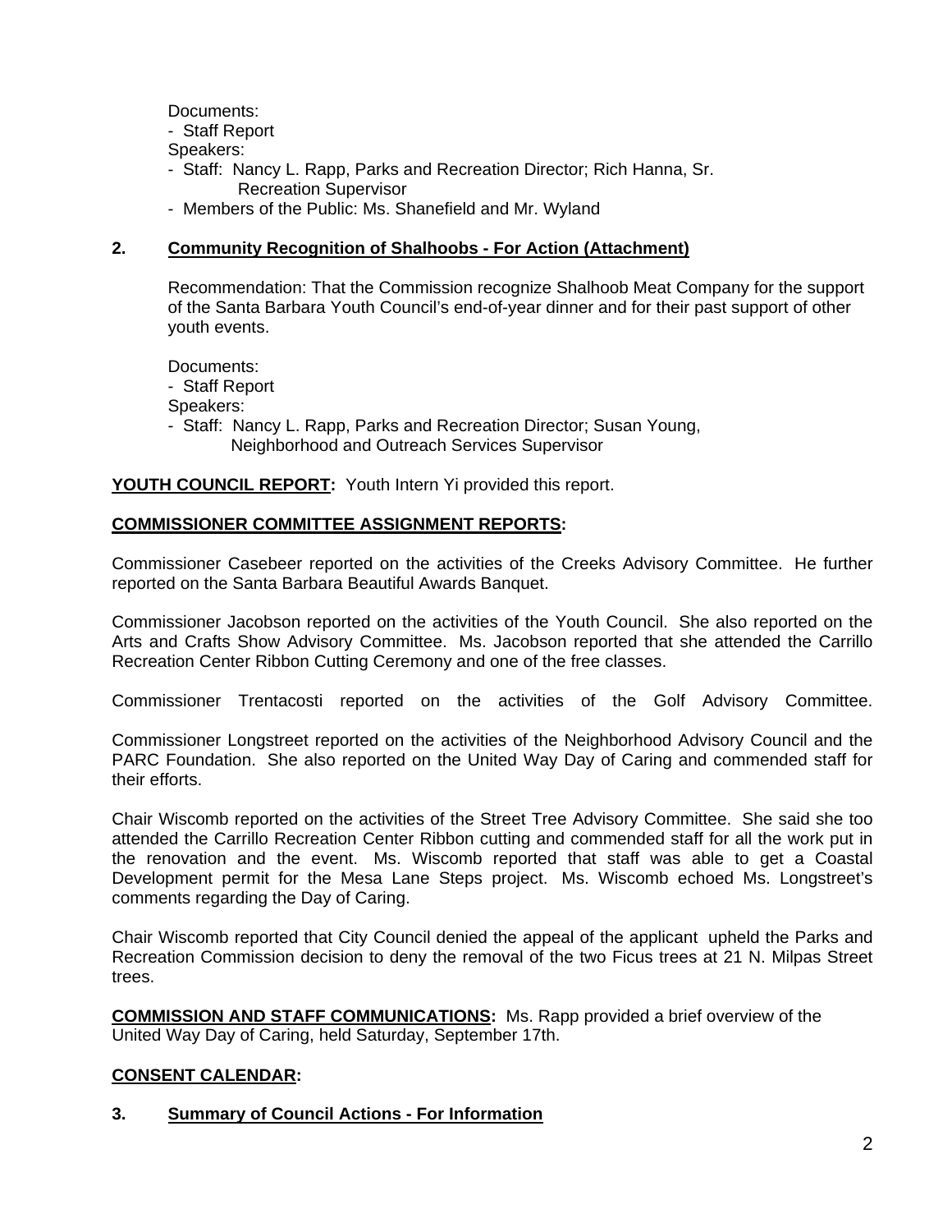Documents:
- Staff Report

Speakers:
- Staff: Nancy L. Rapp, Parks and Recreation Director; Rich Hanna, Sr. Recreation Supervisor
- Members of the Public: Ms. Shanefield and Mr. Wyland

**2. Community Recognition of Shalhoobs - For Action (Attachment)**

Recommendation: That the Commission recognize Shalhoob Meat Company for the support of the Santa Barbara Youth Council's end-of-year dinner and for their past support of other youth events.

Documents:
- Staff Report

Speakers:
- Staff: Nancy L. Rapp, Parks and Recreation Director; Susan Young, Neighborhood and Outreach Services Supervisor

**YOUTH COUNCIL REPORT:** Youth Intern Yi provided this report.

**COMMISSIONER COMMITTEE ASSIGNMENT REPORTS:**

Commissioner Casebeer reported on the activities of the Creeks Advisory Committee. He further reported on the Santa Barbara Beautiful Awards Banquet.

Commissioner Jacobson reported on the activities of the Youth Council. She also reported on the Arts and Crafts Show Advisory Committee. Ms. Jacobson reported that she attended the Carrillo Recreation Center Ribbon Cutting Ceremony and one of the free classes.

Commissioner Trentacosti reported on the activities of the Golf Advisory Committee.

Commissioner Longstreet reported on the activities of the Neighborhood Advisory Council and the PARC Foundation. She also reported on the United Way Day of Caring and commended staff for their efforts.

Chair Wiscomb reported on the activities of the Street Tree Advisory Committee. She said she too attended the Carrillo Recreation Center Ribbon cutting and commended staff for all the work put in the renovation and the event. Ms. Wiscomb reported that staff was able to get a Coastal Development permit for the Mesa Lane Steps project. Ms. Wiscomb echoed Ms. Longstreet's comments regarding the Day of Caring.

Chair Wiscomb reported that City Council denied the appeal of the applicant upheld the Parks and Recreation Commission decision to deny the removal of the two Ficus trees at 21 N. Milpas Street trees.

**COMMISSION AND STAFF COMMUNICATIONS:** Ms. Rapp provided a brief overview of the United Way Day of Caring, held Saturday, September 17th.

**CONSENT CALENDAR:**

**3. Summary of Council Actions - For Information**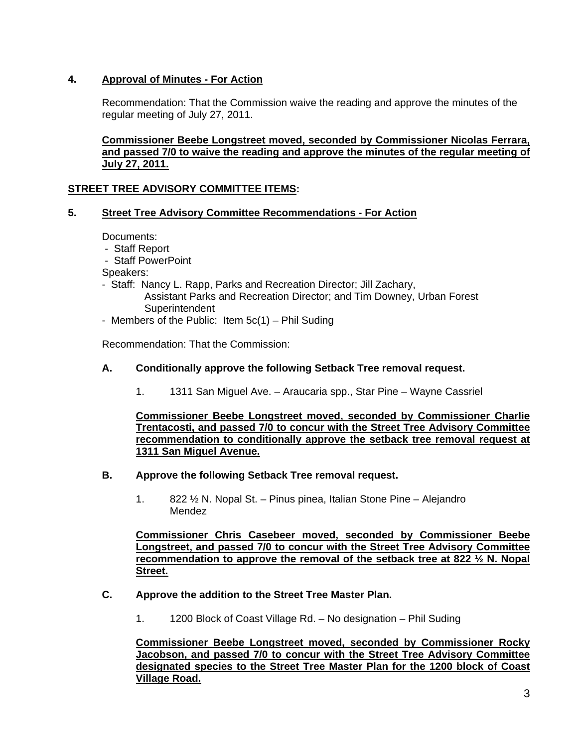## 4. <u>Approval of Minutes - For Action</u>

Recommendation: That the Commission waive the reading and approve the minutes of the regular meeting of July 27, 2011.

**<u>Commissioner Beebe Longstreet moved, seconded by Commissioner Nicolas Ferrara, and passed 7/0 to waive the reading and approve the minutes of the regular meeting of July 27, 2011.</u>**

## <u>STREET TREE ADVISORY COMMITTEE ITEMS</u>:

## 5. <u>Street Tree Advisory Committee Recommendations - For Action</u>

Documents:
- Staff Report
- Staff PowerPoint

Speakers:
- Staff: Nancy L. Rapp, Parks and Recreation Director; Jill Zachary, Assistant Parks and Recreation Director; and Tim Downey, Urban Forest Superintendent
- Members of the Public: Item 5c(1) – Phil Suding

Recommendation: That the Commission:

### A. Conditionally approve the following Setback Tree removal request.

1. 1311 San Miguel Ave. – Araucaria spp., Star Pine – Wayne Cassriel

**<u>Commissioner Beebe Longstreet moved, seconded by Commissioner Charlie Trentacosti, and passed 7/0 to concur with the Street Tree Advisory Committee recommendation to conditionally approve the setback tree removal request at 1311 San Miguel Avenue.</u>**

### B. Approve the following Setback Tree removal request.

1. 822 ½ N. Nopal St. – Pinus pinea, Italian Stone Pine – Alejandro Mendez

**<u>Commissioner Chris Casebeer moved, seconded by Commissioner Beebe Longstreet, and passed 7/0 to concur with the Street Tree Advisory Committee recommendation to approve the removal of the setback tree at 822 ½ N. Nopal Street.</u>**

### C. Approve the addition to the Street Tree Master Plan.

1. 1200 Block of Coast Village Rd. – No designation – Phil Suding

**<u>Commissioner Beebe Longstreet moved, seconded by Commissioner Rocky Jacobson, and passed 7/0 to concur with the Street Tree Advisory Committee designated species to the Street Tree Master Plan for the 1200 block of Coast Village Road.</u>**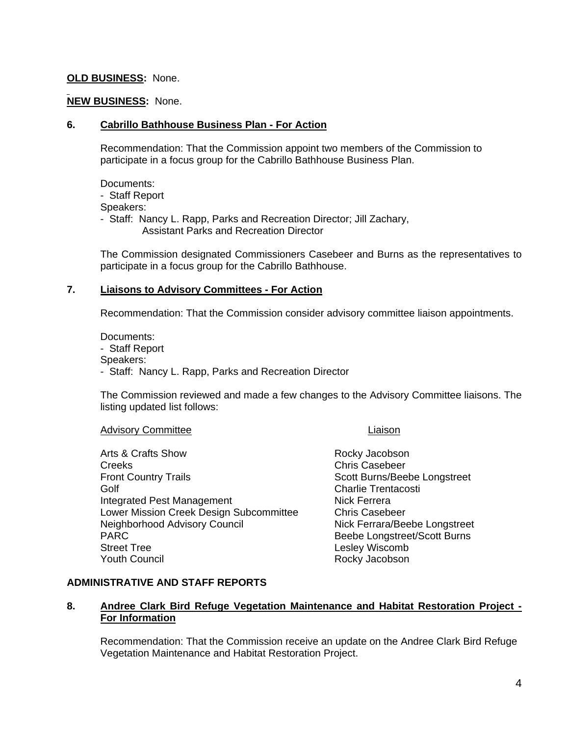**OLD BUSINESS:** None.

**NEW BUSINESS:** None.

### 6. Cabrillo Bathhouse Business Plan - For Action

Recommendation: That the Commission appoint two members of the Commission to participate in a focus group for the Cabrillo Bathhouse Business Plan.

Documents:
- Staff Report

Speakers:
- Staff: Nancy L. Rapp, Parks and Recreation Director; Jill Zachary, Assistant Parks and Recreation Director

The Commission designated Commissioners Casebeer and Burns as the representatives to participate in a focus group for the Cabrillo Bathhouse.

### 7. Liaisons to Advisory Committees - For Action

Recommendation: That the Commission consider advisory committee liaison appointments.

Documents:
- Staff Report

Speakers:
- Staff: Nancy L. Rapp, Parks and Recreation Director

The Commission reviewed and made a few changes to the Advisory Committee liaisons. The listing updated list follows:

| Advisory Committee | Liaison |
| --- | --- |
| Arts & Crafts Show | Rocky Jacobson |
| Creeks | Chris Casebeer |
| Front Country Trails | Scott Burns/Beebe Longstreet |
| Golf | Charlie Trentacosti |
| Integrated Pest Management | Nick Ferrera |
| Lower Mission Creek Design Subcommittee | Chris Casebeer |
| Neighborhood Advisory Council | Nick Ferrara/Beebe Longstreet |
| PARC | Beebe Longstreet/Scott Burns |
| Street Tree | Lesley Wiscomb |
| Youth Council | Rocky Jacobson |

## ADMINISTRATIVE AND STAFF REPORTS

### 8. Andree Clark Bird Refuge Vegetation Maintenance and Habitat Restoration Project - For Information

Recommendation: That the Commission receive an update on the Andree Clark Bird Refuge Vegetation Maintenance and Habitat Restoration Project.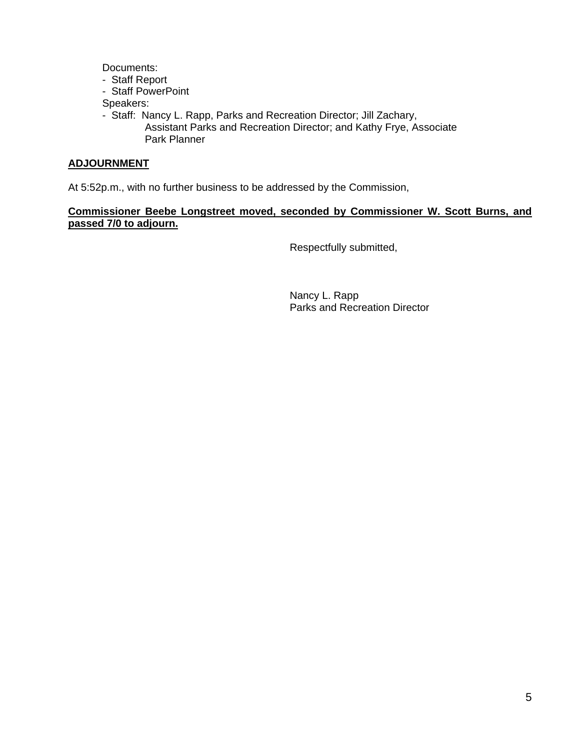Documents:
- Staff Report
- Staff PowerPoint

Speakers:
- Staff: Nancy L. Rapp, Parks and Recreation Director; Jill Zachary, Assistant Parks and Recreation Director; and Kathy Frye, Associate Park Planner

## ADJOURNMENT

At 5:52p.m., with no further business to be addressed by the Commission,

**Commissioner Beebe Longstreet moved, seconded by Commissioner W. Scott Burns, and passed 7/0 to adjourn.**

Respectfully submitted,

Nancy L. Rapp
Parks and Recreation Director